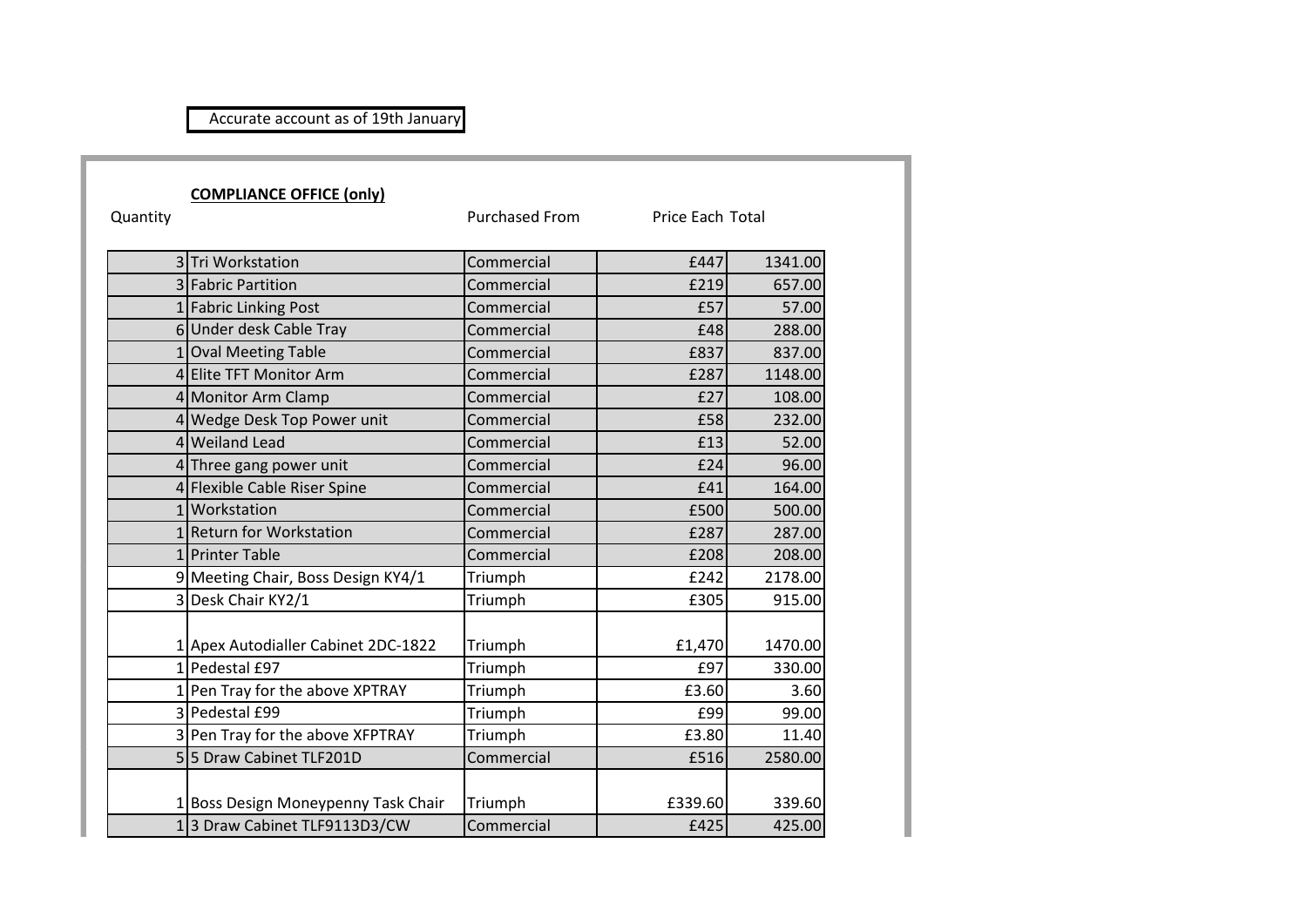Accurate account as of 19th January

**COMPLIANCE OFFICE (only)**

| Quantity | | Purchased From | Price Each | Total |
|---|---|---|---|---|
| 3 | Tri Workstation | Commercial | £447 | 1341.00 |
| 3 | Fabric Partition | Commercial | £219 | 657.00 |
| 1 | Fabric Linking Post | Commercial | £57 | 57.00 |
| 6 | Under desk Cable Tray | Commercial | £48 | 288.00 |
| 1 | Oval Meeting Table | Commercial | £837 | 837.00 |
| 4 | Elite TFT Monitor Arm | Commercial | £287 | 1148.00 |
| 4 | Monitor Arm Clamp | Commercial | £27 | 108.00 |
| 4 | Wedge Desk Top Power unit | Commercial | £58 | 232.00 |
| 4 | Weiland Lead | Commercial | £13 | 52.00 |
| 4 | Three gang power unit | Commercial | £24 | 96.00 |
| 4 | Flexible Cable Riser Spine | Commercial | £41 | 164.00 |
| 1 | Workstation | Commercial | £500 | 500.00 |
| 1 | Return for Workstation | Commercial | £287 | 287.00 |
| 1 | Printer Table | Commercial | £208 | 208.00 |
| 9 | Meeting Chair, Boss Design KY4/1 | Triumph | £242 | 2178.00 |
| 3 | Desk Chair KY2/1 | Triumph | £305 | 915.00 |
| 1 | Apex Autodialler Cabinet 2DC-1822 | Triumph | £1,470 | 1470.00 |
| 1 | Pedestal £97 | Triumph | £97 | 330.00 |
| 1 | Pen Tray for the above XPTRAY | Triumph | £3.60 | 3.60 |
| 3 | Pedestal £99 | Triumph | £99 | 99.00 |
| 3 | Pen Tray for the above XFPTRAY | Triumph | £3.80 | 11.40 |
| 5 | 5 Draw Cabinet TLF201D | Commercial | £516 | 2580.00 |
| 1 | Boss Design Moneypenny Task Chair | Triumph | £339.60 | 339.60 |
| 1 | 3 Draw Cabinet TLF9113D3/CW | Commercial | £425 | 425.00 |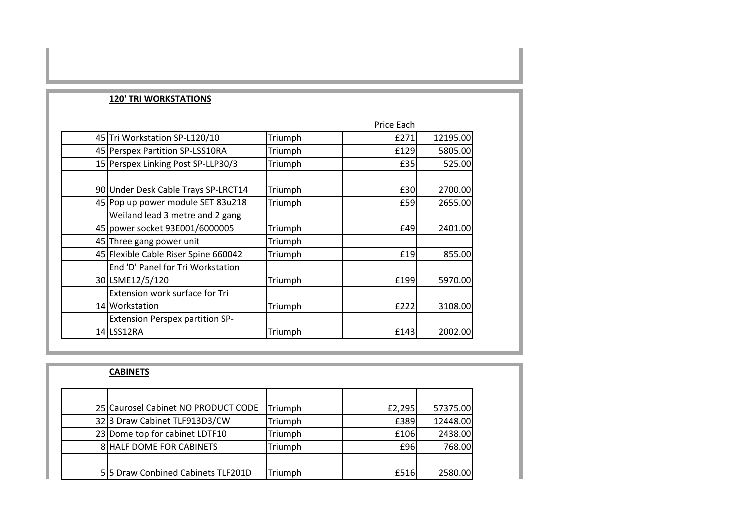**120' TRI WORKSTATIONS**

| Qty | Description | Supplier | Price Each | Total |
|---|---|---|---|---|
| 45 | Tri Workstation SP-L120/10 | Triumph | £271 | 12195.00 |
| 45 | Perspex Partition SP-LSS10RA | Triumph | £129 | 5805.00 |
| 15 | Perspex Linking Post SP-LLP30/3 | Triumph | £35 | 525.00 |
| | | | | |
| 90 | Under Desk Cable Trays SP-LRCT14 | Triumph | £30 | 2700.00 |
| 45 | Pop up power module SET 83u218 | Triumph | £59 | 2655.00 |
| 45 | Weiland lead 3 metre and 2 gang power socket 93E001/6000005 | Triumph | £49 | 2401.00 |
| 45 | Three gang power unit | Triumph | | |
| 45 | Flexible Cable Riser Spine 660042 | Triumph | £19 | 855.00 |
| 30 | End 'D' Panel for Tri Workstation LSME12/5/120 | Triumph | £199 | 5970.00 |
| 14 | Extension work surface for Tri Workstation | Triumph | £222 | 3108.00 |
| 14 | Extension Perspex partition SP-LSS12RA | Triumph | £143 | 2002.00 |

**CABINETS**

| Qty | Description | Supplier | Price Each | Total |
|---|---|---|---|---|
| 25 | Caurosel Cabinet NO PRODUCT CODE | Triumph | £2,295 | 57375.00 |
| 32 | 3 Draw Cabinet TLF913D3/CW | Triumph | £389 | 12448.00 |
| 23 | Dome top for cabinet LDTF10 | Triumph | £106 | 2438.00 |
| 8 | HALF DOME FOR CABINETS | Triumph | £96 | 768.00 |
| 5 | 5 Draw Conbined Cabinets TLF201D | Triumph | £516 | 2580.00 |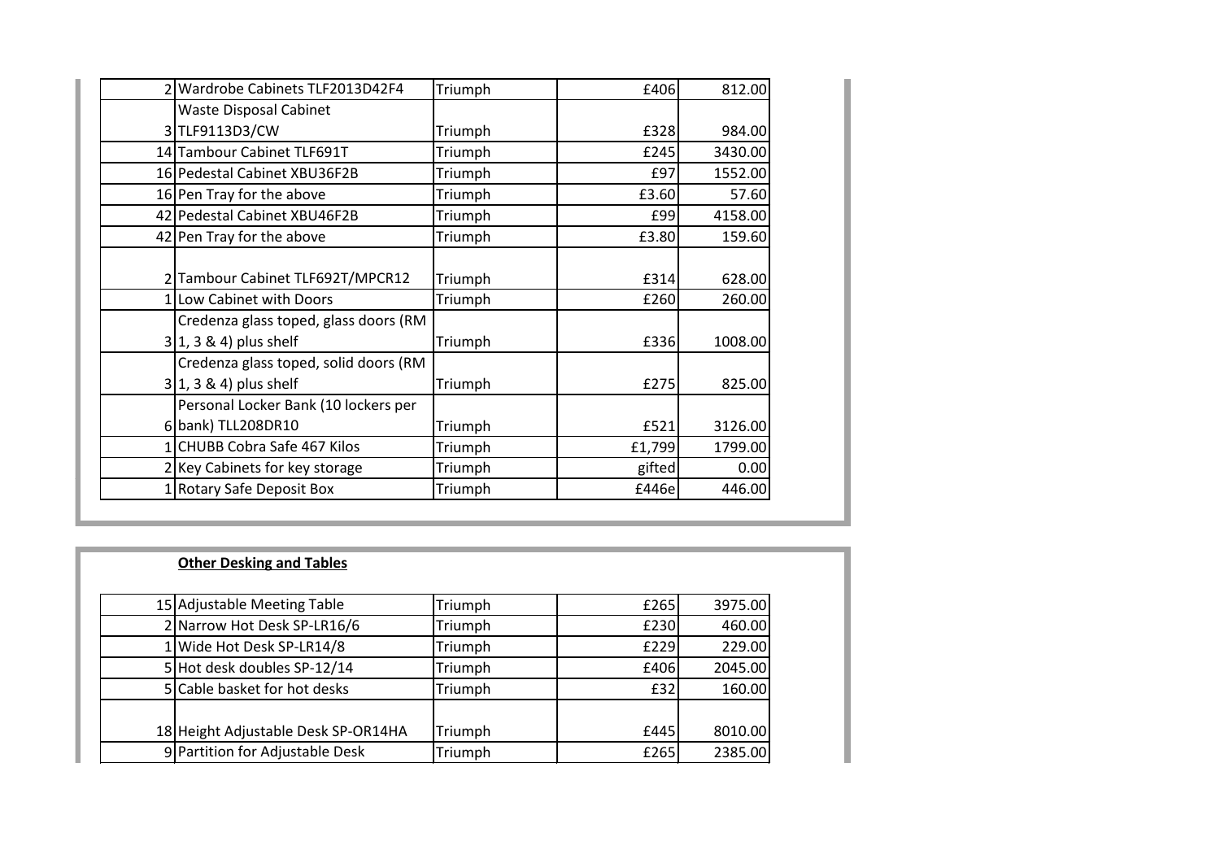| | | | | |
|---|---|---|---|---|
| 2 | Wardrobe Cabinets TLF2013D42F4 | Triumph | £406 | 812.00 |
| 3 | Waste Disposal Cabinet TLF9113D3/CW | Triumph | £328 | 984.00 |
| 14 | Tambour Cabinet TLF691T | Triumph | £245 | 3430.00 |
| 16 | Pedestal Cabinet XBU36F2B | Triumph | £97 | 1552.00 |
| 16 | Pen Tray for the above | Triumph | £3.60 | 57.60 |
| 42 | Pedestal Cabinet XBU46F2B | Triumph | £99 | 4158.00 |
| 42 | Pen Tray for the above | Triumph | £3.80 | 159.60 |
| 2 | Tambour Cabinet TLF692T/MPCR12 | Triumph | £314 | 628.00 |
| 1 | Low Cabinet with Doors | Triumph | £260 | 260.00 |
| 3 | Credenza glass toped, glass doors (RM 1, 3 & 4) plus shelf | Triumph | £336 | 1008.00 |
| 3 | Credenza glass toped, solid doors (RM 1, 3 & 4) plus shelf | Triumph | £275 | 825.00 |
| 6 | Personal Locker Bank (10 lockers per bank) TLL208DR10 | Triumph | £521 | 3126.00 |
| 1 | CHUBB Cobra Safe 467 Kilos | Triumph | £1,799 | 1799.00 |
| 2 | Key Cabinets for key storage | Triumph | gifted | 0.00 |
| 1 | Rotary Safe Deposit Box | Triumph | £446e | 446.00 |

**Other Desking and Tables**

| | | | | |
|---|---|---|---|---|
| 15 | Adjustable Meeting Table | Triumph | £265 | 3975.00 |
| 2 | Narrow Hot Desk SP-LR16/6 | Triumph | £230 | 460.00 |
| 1 | Wide Hot Desk SP-LR14/8 | Triumph | £229 | 229.00 |
| 5 | Hot desk doubles SP-12/14 | Triumph | £406 | 2045.00 |
| 5 | Cable basket for hot desks | Triumph | £32 | 160.00 |
| 18 | Height Adjustable Desk SP-OR14HA | Triumph | £445 | 8010.00 |
| 9 | Partition for Adjustable Desk | Triumph | £265 | 2385.00 |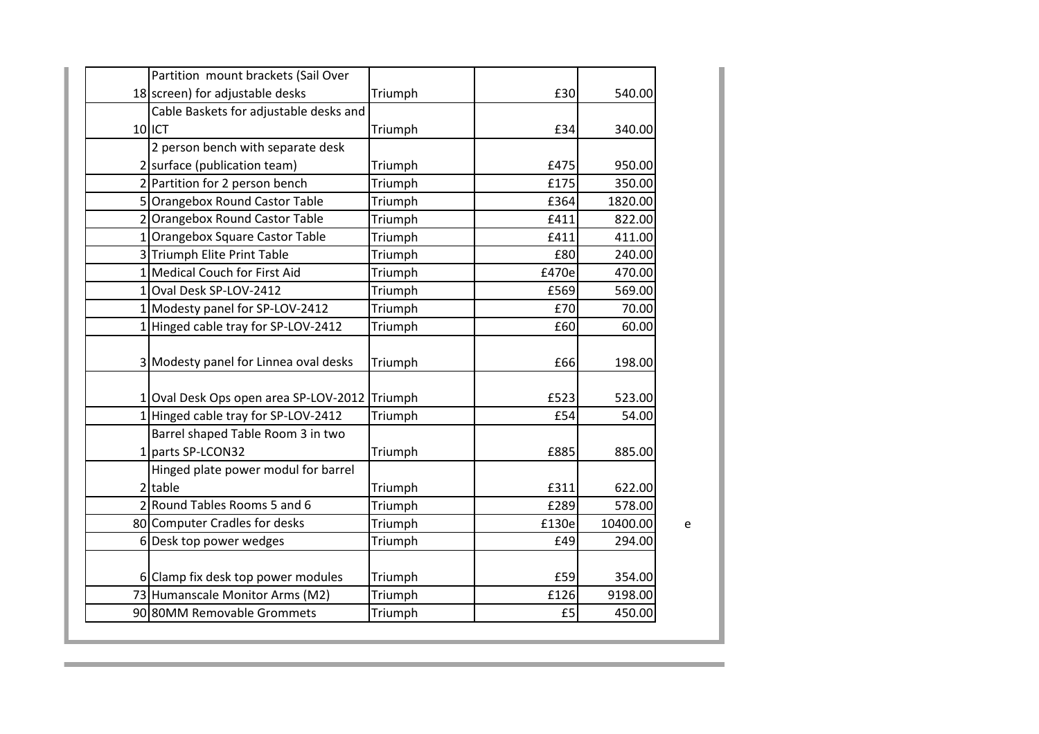| | | | | |
|---|---|---|---|---|
| 18 | Partition mount brackets (Sail Over screen) for adjustable desks | Triumph | £30 | 540.00 |
| 10 | Cable Baskets for adjustable desks and ICT | Triumph | £34 | 340.00 |
| 2 | 2 person bench with separate desk surface (publication team) | Triumph | £475 | 950.00 |
| 2 | Partition for 2 person bench | Triumph | £175 | 350.00 |
| 5 | Orangebox Round Castor Table | Triumph | £364 | 1820.00 |
| 2 | Orangebox Round Castor Table | Triumph | £411 | 822.00 |
| 1 | Orangebox Square Castor Table | Triumph | £411 | 411.00 |
| 3 | Triumph Elite Print Table | Triumph | £80 | 240.00 |
| 1 | Medical Couch for First Aid | Triumph | £470e | 470.00 |
| 1 | Oval Desk SP-LOV-2412 | Triumph | £569 | 569.00 |
| 1 | Modesty panel for SP-LOV-2412 | Triumph | £70 | 70.00 |
| 1 | Hinged cable tray for SP-LOV-2412 | Triumph | £60 | 60.00 |
| 3 | Modesty panel for Linnea oval desks | Triumph | £66 | 198.00 |
| 1 | Oval Desk Ops open area SP-LOV-2012 | Triumph | £523 | 523.00 |
| 1 | Hinged cable tray for SP-LOV-2412 | Triumph | £54 | 54.00 |
| 1 | Barrel shaped Table Room 3 in two parts SP-LCON32 | Triumph | £885 | 885.00 |
| 2 | Hinged plate power modul for barrel table | Triumph | £311 | 622.00 |
| 2 | Round Tables Rooms 5 and 6 | Triumph | £289 | 578.00 |
| 80 | Computer Cradles for desks | Triumph | £130e | 10400.00 e |
| 6 | Desk top power wedges | Triumph | £49 | 294.00 |
| 6 | Clamp fix desk top power modules | Triumph | £59 | 354.00 |
| 73 | Humanscale Monitor Arms (M2) | Triumph | £126 | 9198.00 |
| 90 | 80MM Removable Grommets | Triumph | £5 | 450.00 |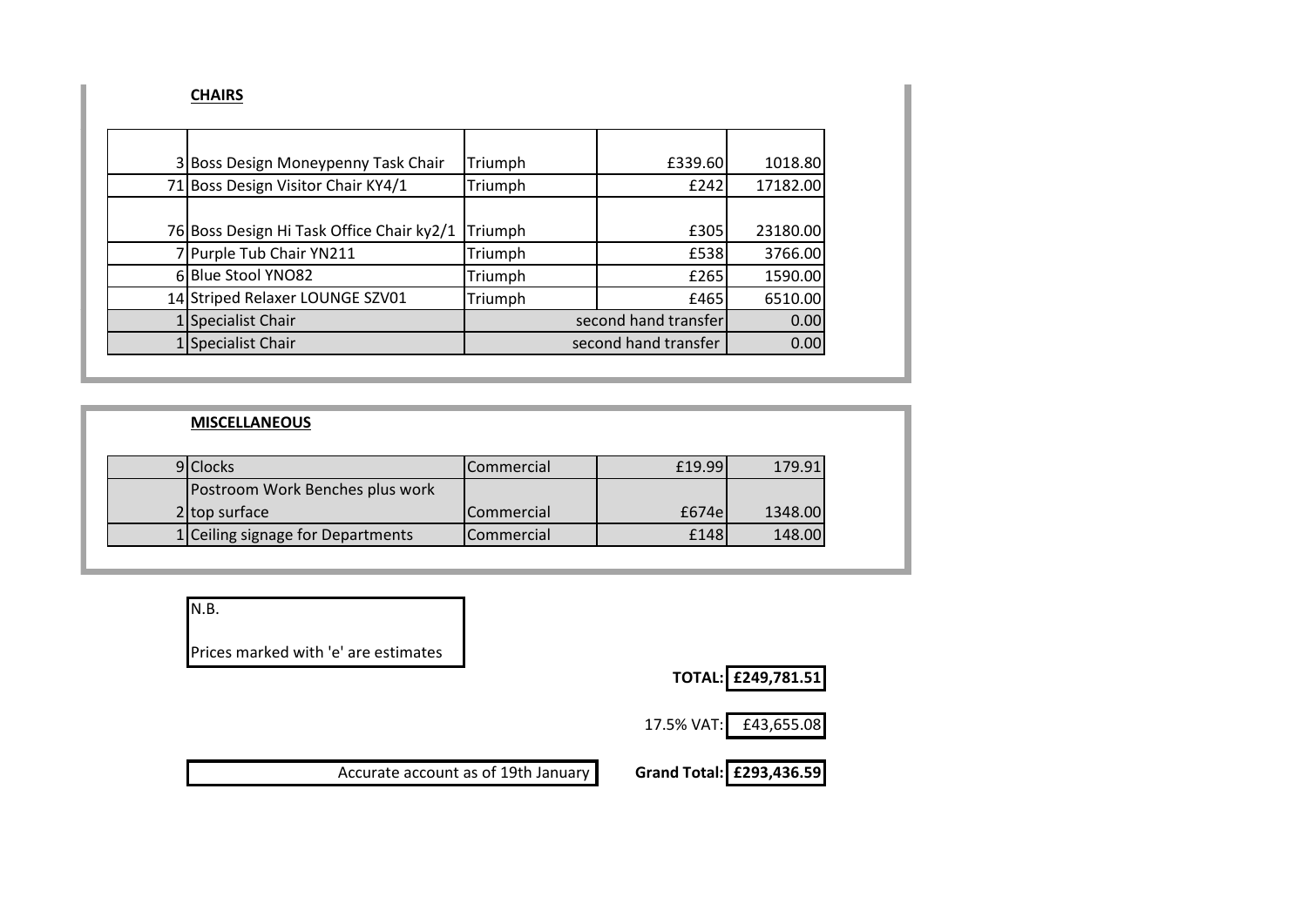**CHAIRS**

| | | | | |
|---|---|---|---|---|
| 3 | Boss Design Moneypenny Task Chair | Triumph | £339.60 | 1018.80 |
| 71 | Boss Design Visitor Chair KY4/1 | Triumph | £242 | 17182.00 |
| 76 | Boss Design Hi Task Office Chair ky2/1 | Triumph | £305 | 23180.00 |
| 7 | Purple Tub Chair YN211 | Triumph | £538 | 3766.00 |
| 6 | Blue Stool YNO82 | Triumph | £265 | 1590.00 |
| 14 | Striped Relaxer LOUNGE SZV01 | Triumph | £465 | 6510.00 |
| 1 | Specialist Chair | second hand transfer | | 0.00 |
| 1 | Specialist Chair | second hand transfer | | 0.00 |

**MISCELLANEOUS**

| | | | | |
|---|---|---|---|---|
| 9 | Clocks | Commercial | £19.99 | 179.91 |
| 2 | Postroom Work Benches plus work top surface | Commercial | £674e | 1348.00 |
| 1 | Ceiling signage for Departments | Commercial | £148 | 148.00 |

N.B.

Prices marked with 'e' are estimates

**TOTAL:** **£249,781.51**

17.5% VAT: £43,655.08

Accurate account as of 19th January

**Grand Total:** **£293,436.59**